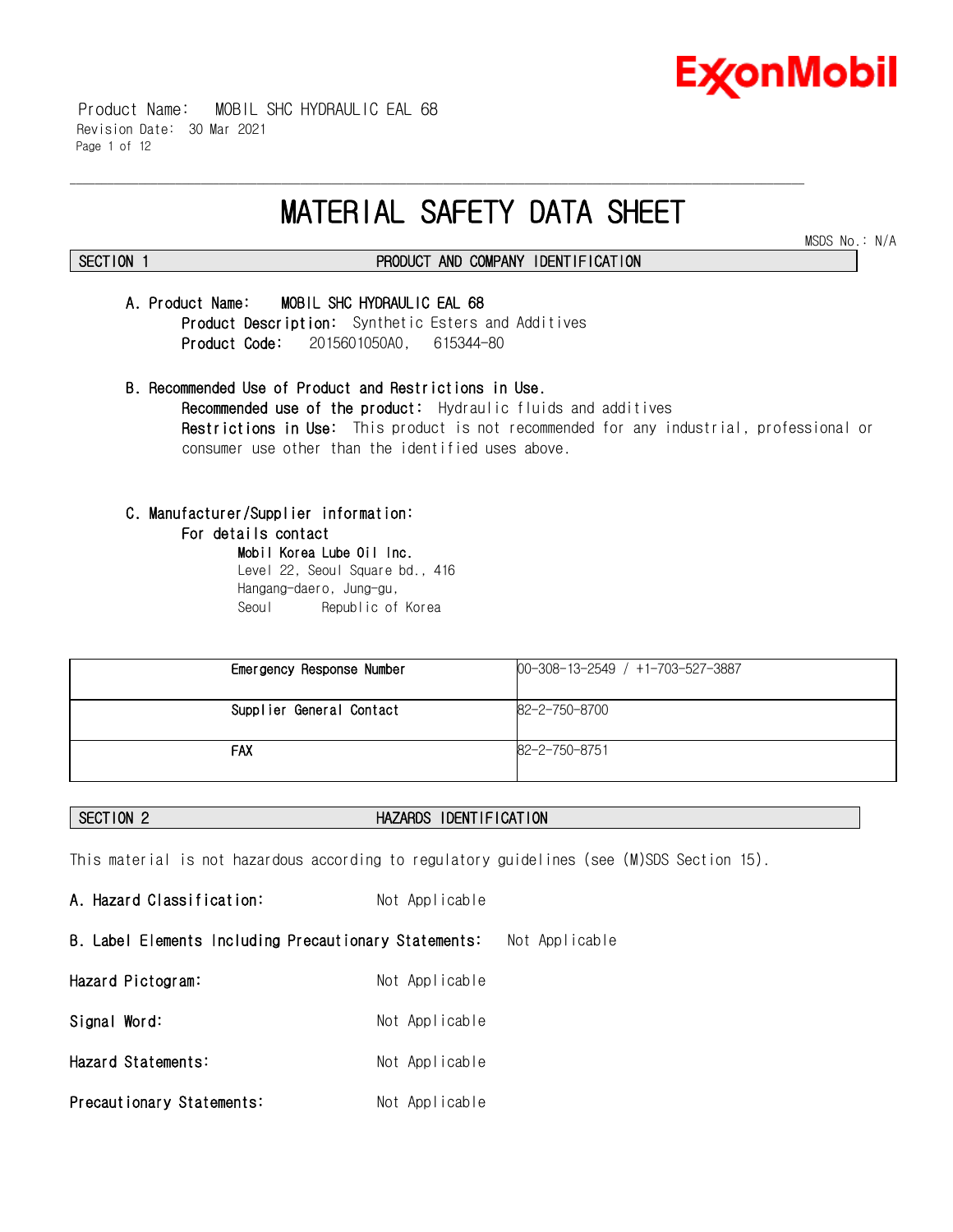# MATERIAL SAFETY DATA SHEET

MSDS No.: N/A

## SECTION 1 PRODUCT AND COMPANY IDENTIFICATION

**A. Product Name:** MOBIL SHC HYDRAULIC EAL 68

**Product Description:** Synthetic Esters and Additives

**Product Code:** 2015601050A0, 615344-80

**B. Recommended Use of Product and Restrictions in Use.**

**Recommended use of the product:** Hydraulic fluids and additives

**Restrictions in Use:** This product is not recommended for any industrial, professional or consumer use other than the identified uses above.

**C. Manufacturer/Supplier information:**

**For details contact**

**Mobil Korea Lube Oil Inc.**
Level 22, Seoul Square bd., 416
Hangang-daero, Jung-gu,
Seoul Republic of Korea

| | |
|---|---|
| Emergency Response Number | 00-308-13-2549 / +1-703-527-3887 |
| Supplier General Contact | 82-2-750-8700 |
| FAX | 82-2-750-8751 |

## SECTION 2 HAZARDS IDENTIFICATION

This material is not hazardous according to regulatory guidelines (see (M)SDS Section 15).

**A. Hazard Classification:** Not Applicable

**B. Label Elements Including Precautionary Statements:** Not Applicable

**Hazard Pictogram:** Not Applicable

**Signal Word:** Not Applicable

**Hazard Statements:** Not Applicable

**Precautionary Statements:** Not Applicable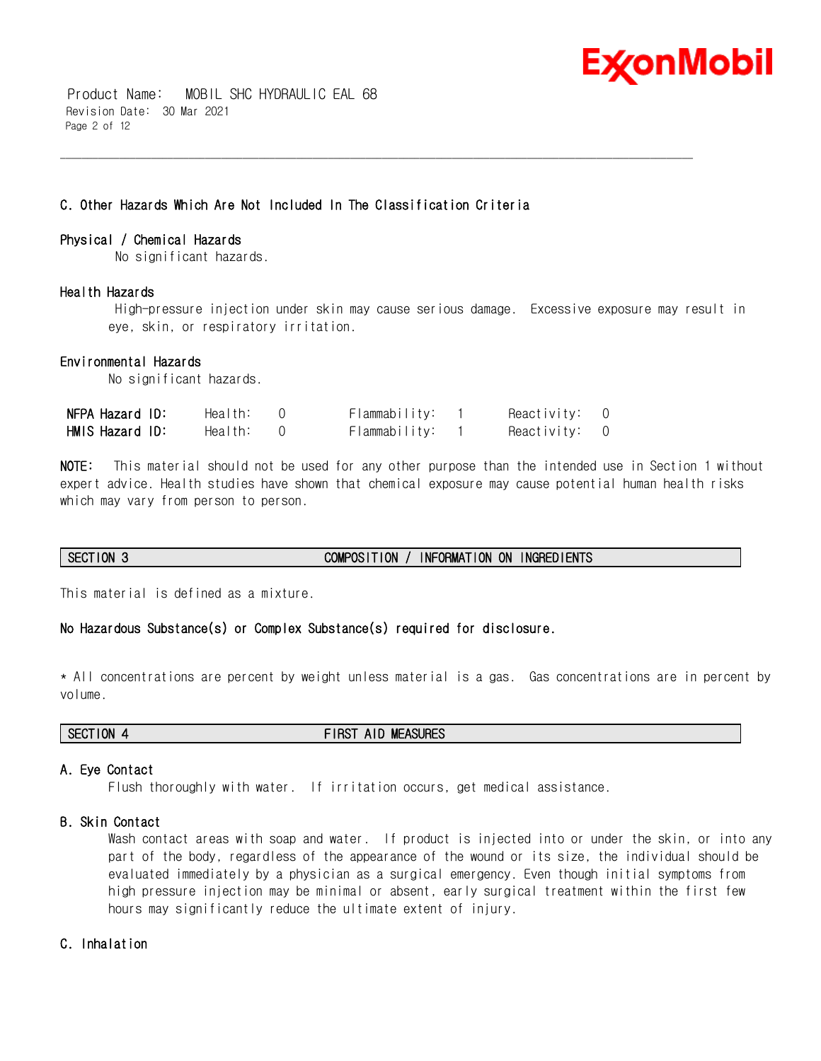### C. Other Hazards Which Are Not Included In The Classification Criteria

**Physical / Chemical Hazards**

No significant hazards.

**Health Hazards**

High-pressure injection under skin may cause serious damage. Excessive exposure may result in eye, skin, or respiratory irritation.

**Environmental Hazards**

No significant hazards.

| | | | |
|---|---|---|---|
| **NFPA Hazard ID:** | Health: 0 | Flammability: 1 | Reactivity: 0 |
| **HMIS Hazard ID:** | Health: 0 | Flammability: 1 | Reactivity: 0 |

**NOTE:** This material should not be used for any other purpose than the intended use in Section 1 without expert advice. Health studies have shown that chemical exposure may cause potential human health risks which may vary from person to person.

## SECTION 3 COMPOSITION / INFORMATION ON INGREDIENTS

This material is defined as a mixture.

**No Hazardous Substance(s) or Complex Substance(s) required for disclosure.**

* All concentrations are percent by weight unless material is a gas. Gas concentrations are in percent by volume.

## SECTION 4 FIRST AID MEASURES

### A. Eye Contact

Flush thoroughly with water. If irritation occurs, get medical assistance.

### B. Skin Contact

Wash contact areas with soap and water. If product is injected into or under the skin, or into any part of the body, regardless of the appearance of the wound or its size, the individual should be evaluated immediately by a physician as a surgical emergency. Even though initial symptoms from high pressure injection may be minimal or absent, early surgical treatment within the first few hours may significantly reduce the ultimate extent of injury.

### C. Inhalation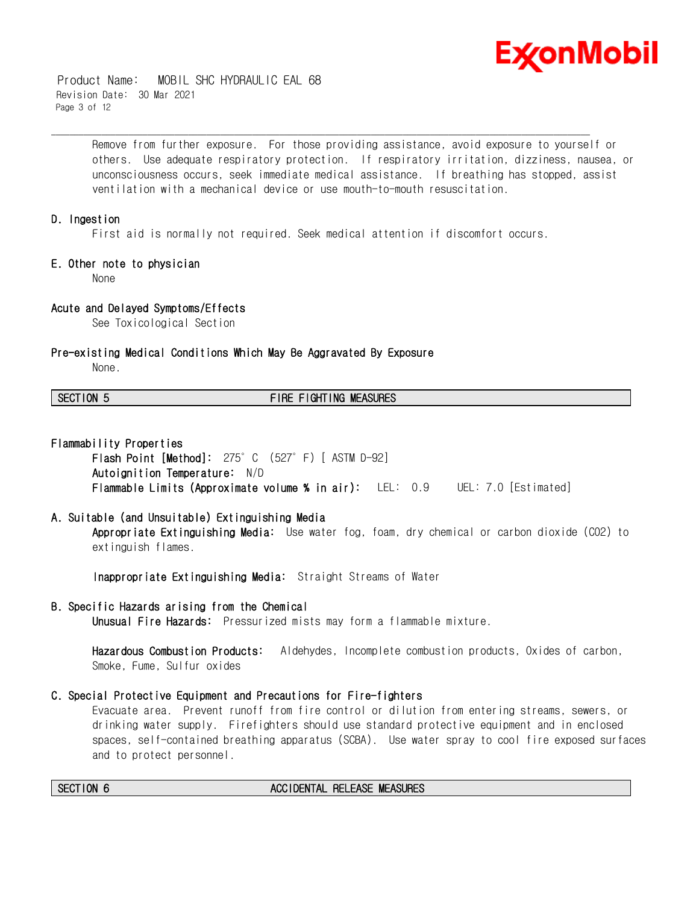Remove from further exposure. For those providing assistance, avoid exposure to yourself or others. Use adequate respiratory protection. If respiratory irritation, dizziness, nausea, or unconsciousness occurs, seek immediate medical assistance. If breathing has stopped, assist ventilation with a mechanical device or use mouth-to-mouth resuscitation.

### D. Ingestion

First aid is normally not required. Seek medical attention if discomfort occurs.

### E. Other note to physician

None

### Acute and Delayed Symptoms/Effects

See Toxicological Section

### Pre-existing Medical Conditions Which May Be Aggravated By Exposure

None.

## SECTION 5 FIRE FIGHTING MEASURES

### Flammability Properties

**Flash Point [Method]:** 275°C (527°F) [ ASTM D-92]
**Autoignition Temperature:** N/D
**Flammable Limits (Approximate volume % in air):** LEL: 0.9 UEL: 7.0 [Estimated]

### A. Suitable (and Unsuitable) Extinguishing Media

**Appropriate Extinguishing Media:** Use water fog, foam, dry chemical or carbon dioxide ($CO_2$) to extinguish flames.

**Inappropriate Extinguishing Media:** Straight Streams of Water

### B. Specific Hazards arising from the Chemical

**Unusual Fire Hazards:** Pressurized mists may form a flammable mixture.

**Hazardous Combustion Products:** Aldehydes, Incomplete combustion products, Oxides of carbon, Smoke, Fume, Sulfur oxides

### C. Special Protective Equipment and Precautions for Fire-fighters

Evacuate area. Prevent runoff from fire control or dilution from entering streams, sewers, or drinking water supply. Firefighters should use standard protective equipment and in enclosed spaces, self-contained breathing apparatus (SCBA). Use water spray to cool fire exposed surfaces and to protect personnel.

## SECTION 6 ACCIDENTAL RELEASE MEASURES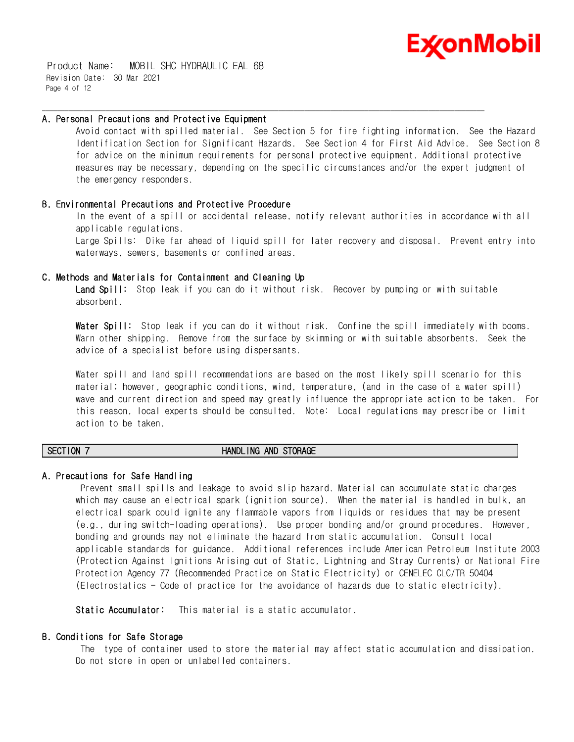### A. Personal Precautions and Protective Equipment

Avoid contact with spilled material. See Section 5 for fire fighting information. See the Hazard Identification Section for Significant Hazards. See Section 4 for First Aid Advice. See Section 8 for advice on the minimum requirements for personal protective equipment. Additional protective measures may be necessary, depending on the specific circumstances and/or the expert judgment of the emergency responders.

### B. Environmental Precautions and Protective Procedure

In the event of a spill or accidental release, notify relevant authorities in accordance with all applicable regulations.

Large Spills: Dike far ahead of liquid spill for later recovery and disposal. Prevent entry into waterways, sewers, basements or confined areas.

### C. Methods and Materials for Containment and Cleaning Up

**Land Spill:** Stop leak if you can do it without risk. Recover by pumping or with suitable absorbent.

**Water Spill:** Stop leak if you can do it without risk. Confine the spill immediately with booms. Warn other shipping. Remove from the surface by skimming or with suitable absorbents. Seek the advice of a specialist before using dispersants.

Water spill and land spill recommendations are based on the most likely spill scenario for this material; however, geographic conditions, wind, temperature, (and in the case of a water spill) wave and current direction and speed may greatly influence the appropriate action to be taken. For this reason, local experts should be consulted. Note: Local regulations may prescribe or limit action to be taken.

## SECTION 7 HANDLING AND STORAGE

### A. Precautions for Safe Handling

Prevent small spills and leakage to avoid slip hazard. Material can accumulate static charges which may cause an electrical spark (ignition source). When the material is handled in bulk, an electrical spark could ignite any flammable vapors from liquids or residues that may be present (e.g., during switch-loading operations). Use proper bonding and/or ground procedures. However, bonding and grounds may not eliminate the hazard from static accumulation. Consult local applicable standards for guidance. Additional references include American Petroleum Institute 2003 (Protection Against Ignitions Arising out of Static, Lightning and Stray Currents) or National Fire Protection Agency 77 (Recommended Practice on Static Electricity) or CENELEC CLC/TR 50404 (Electrostatics - Code of practice for the avoidance of hazards due to static electricity).

**Static Accumulator:** This material is a static accumulator.

### B. Conditions for Safe Storage

The type of container used to store the material may affect static accumulation and dissipation. Do not store in open or unlabelled containers.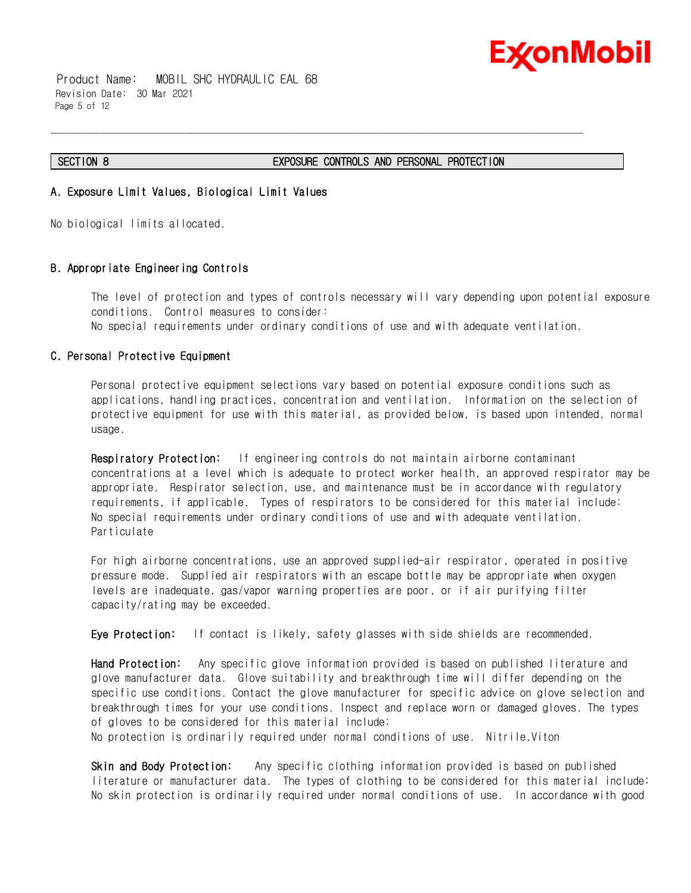## SECTION 8 EXPOSURE CONTROLS AND PERSONAL PROTECTION

### A. Exposure Limit Values, Biological Limit Values

No biological limits allocated.

### B. Appropriate Engineering Controls

The level of protection and types of controls necessary will vary depending upon potential exposure conditions. Control measures to consider:
No special requirements under ordinary conditions of use and with adequate ventilation.

### C. Personal Protective Equipment

Personal protective equipment selections vary based on potential exposure conditions such as applications, handling practices, concentration and ventilation. Information on the selection of protective equipment for use with this material, as provided below, is based upon intended, normal usage.

**Respiratory Protection:** If engineering controls do not maintain airborne contaminant concentrations at a level which is adequate to protect worker health, an approved respirator may be appropriate. Respirator selection, use, and maintenance must be in accordance with regulatory requirements, if applicable. Types of respirators to be considered for this material include:
No special requirements under ordinary conditions of use and with adequate ventilation.
Particulate

For high airborne concentrations, use an approved supplied-air respirator, operated in positive pressure mode. Supplied air respirators with an escape bottle may be appropriate when oxygen levels are inadequate, gas/vapor warning properties are poor, or if air purifying filter capacity/rating may be exceeded.

**Eye Protection:** If contact is likely, safety glasses with side shields are recommended.

**Hand Protection:** Any specific glove information provided is based on published literature and glove manufacturer data. Glove suitability and breakthrough time will differ depending on the specific use conditions. Contact the glove manufacturer for specific advice on glove selection and breakthrough times for your use conditions. Inspect and replace worn or damaged gloves. The types of gloves to be considered for this material include:
No protection is ordinarily required under normal conditions of use. Nitrile,Viton

**Skin and Body Protection:** Any specific clothing information provided is based on published literature or manufacturer data. The types of clothing to be considered for this material include:
No skin protection is ordinarily required under normal conditions of use. In accordance with good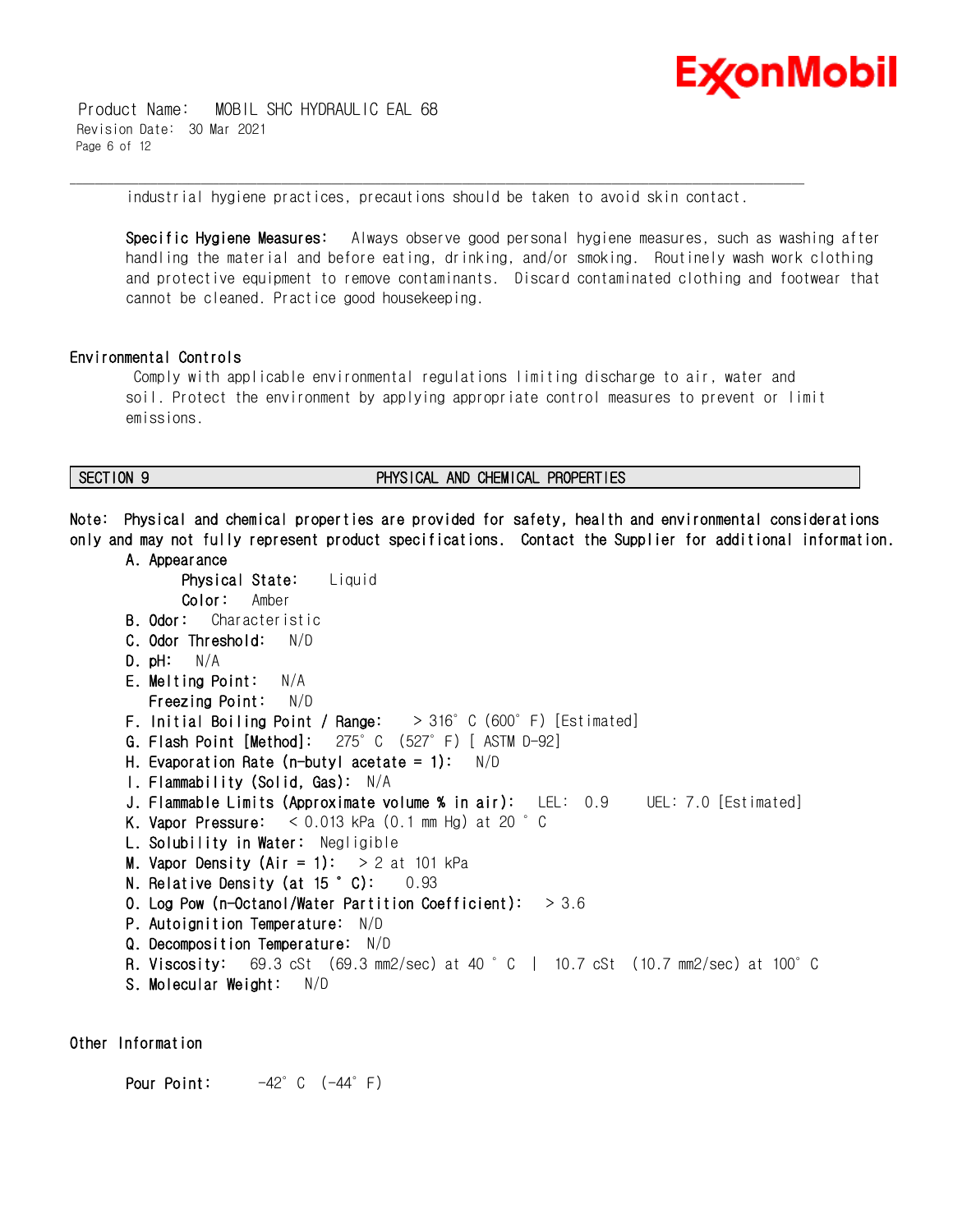industrial hygiene practices, precautions should be taken to avoid skin contact.

**Specific Hygiene Measures:** Always observe good personal hygiene measures, such as washing after handling the material and before eating, drinking, and/or smoking. Routinely wash work clothing and protective equipment to remove contaminants. Discard contaminated clothing and footwear that cannot be cleaned. Practice good housekeeping.

### Environmental Controls

Comply with applicable environmental regulations limiting discharge to air, water and soil. Protect the environment by applying appropriate control measures to prevent or limit emissions.

## SECTION 9 PHYSICAL AND CHEMICAL PROPERTIES

**Note: Physical and chemical properties are provided for safety, health and environmental considerations only and may not fully represent product specifications. Contact the Supplier for additional information.**

**A. Appearance**
- **Physical State:** Liquid
- **Color:** Amber

**B. Odor:** Characteristic
**C. Odor Threshold:** N/D
**D. pH:** N/A
**E. Melting Point:** N/A
**Freezing Point:** N/D
**F. Initial Boiling Point / Range:** > 316°C (600°F) [Estimated]
**G. Flash Point [Method]:** 275°C (527°F) [ ASTM D-92]
**H. Evaporation Rate (n-butyl acetate = 1):** N/D
**I. Flammability (Solid, Gas):** N/A
**J. Flammable Limits (Approximate volume % in air):** LEL: 0.9 UEL: 7.0 [Estimated]
**K. Vapor Pressure:** < 0.013 kPa (0.1 mm Hg) at 20 °C
**L. Solubility in Water:** Negligible
**M. Vapor Density (Air = 1):** > 2 at 101 kPa
**N. Relative Density (at 15 °C):** 0.93
**O. Log Pow (n-Octanol/Water Partition Coefficient):** > 3.6
**P. Autoignition Temperature:** N/D
**Q. Decomposition Temperature:** N/D
**R. Viscosity:** 69.3 cSt (69.3 mm2/sec) at 40 °C | 10.7 cSt (10.7 mm2/sec) at 100°C
**S. Molecular Weight:** N/D

### Other Information

**Pour Point:** -42°C (-44°F)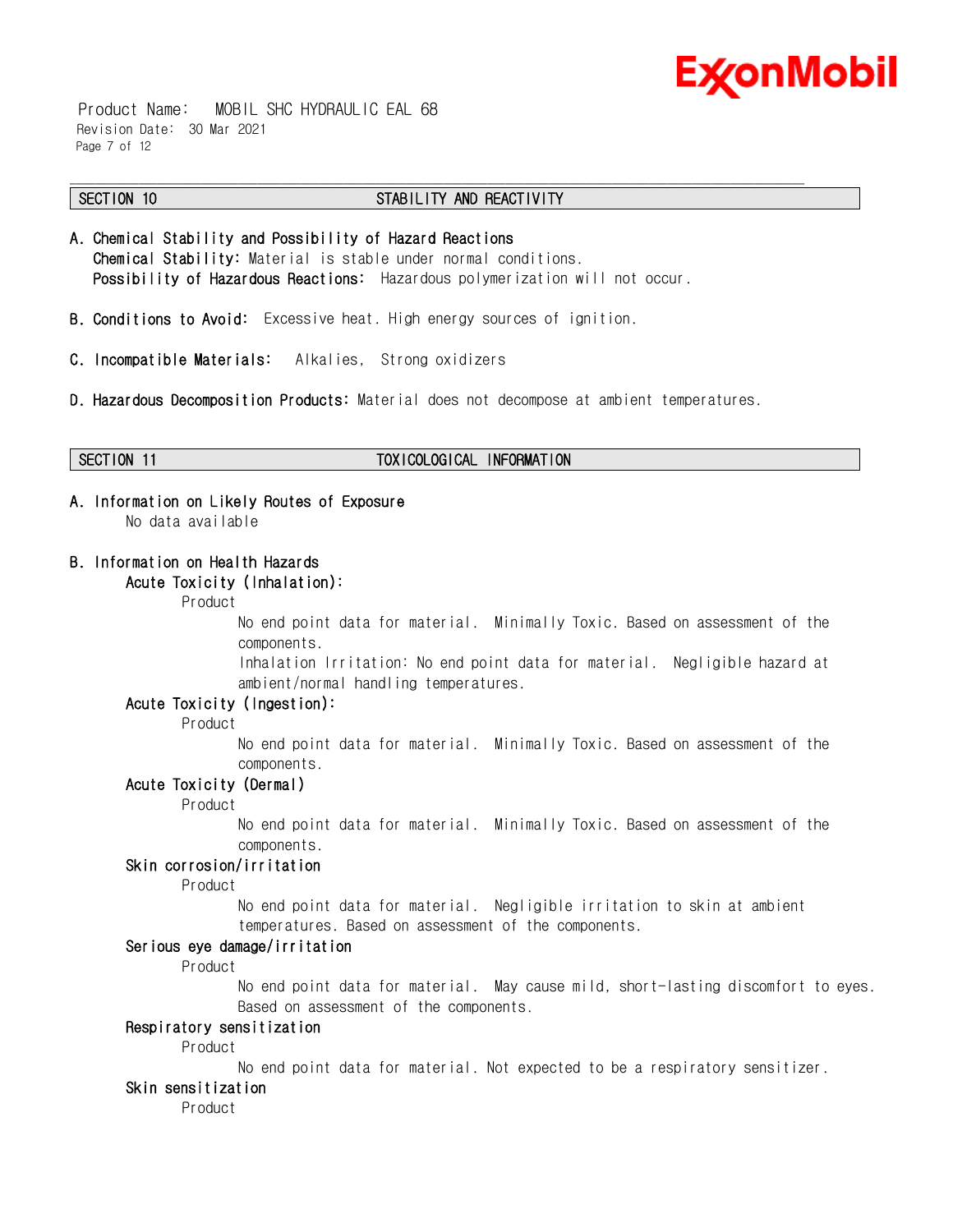## SECTION 10 STABILITY AND REACTIVITY

**A. Chemical Stability and Possibility of Hazard Reactions**

**Chemical Stability:** Material is stable under normal conditions.

**Possibility of Hazardous Reactions:** Hazardous polymerization will not occur.

**B. Conditions to Avoid:** Excessive heat. High energy sources of ignition.

**C. Incompatible Materials:** Alkalies, Strong oxidizers

**D. Hazardous Decomposition Products:** Material does not decompose at ambient temperatures.

## SECTION 11 TOXICOLOGICAL INFORMATION

**A. Information on Likely Routes of Exposure**

No data available

**B. Information on Health Hazards**

**Acute Toxicity (Inhalation):**

Product

No end point data for material. Minimally Toxic. Based on assessment of the components.

Inhalation Irritation: No end point data for material. Negligible hazard at ambient/normal handling temperatures.

**Acute Toxicity (Ingestion):**

Product

No end point data for material. Minimally Toxic. Based on assessment of the components.

**Acute Toxicity (Dermal)**

Product

No end point data for material. Minimally Toxic. Based on assessment of the components.

**Skin corrosion/irritation**

Product

No end point data for material. Negligible irritation to skin at ambient temperatures. Based on assessment of the components.

**Serious eye damage/irritation**

Product

No end point data for material. May cause mild, short-lasting discomfort to eyes. Based on assessment of the components.

**Respiratory sensitization**

Product

No end point data for material. Not expected to be a respiratory sensitizer.

**Skin sensitization**

Product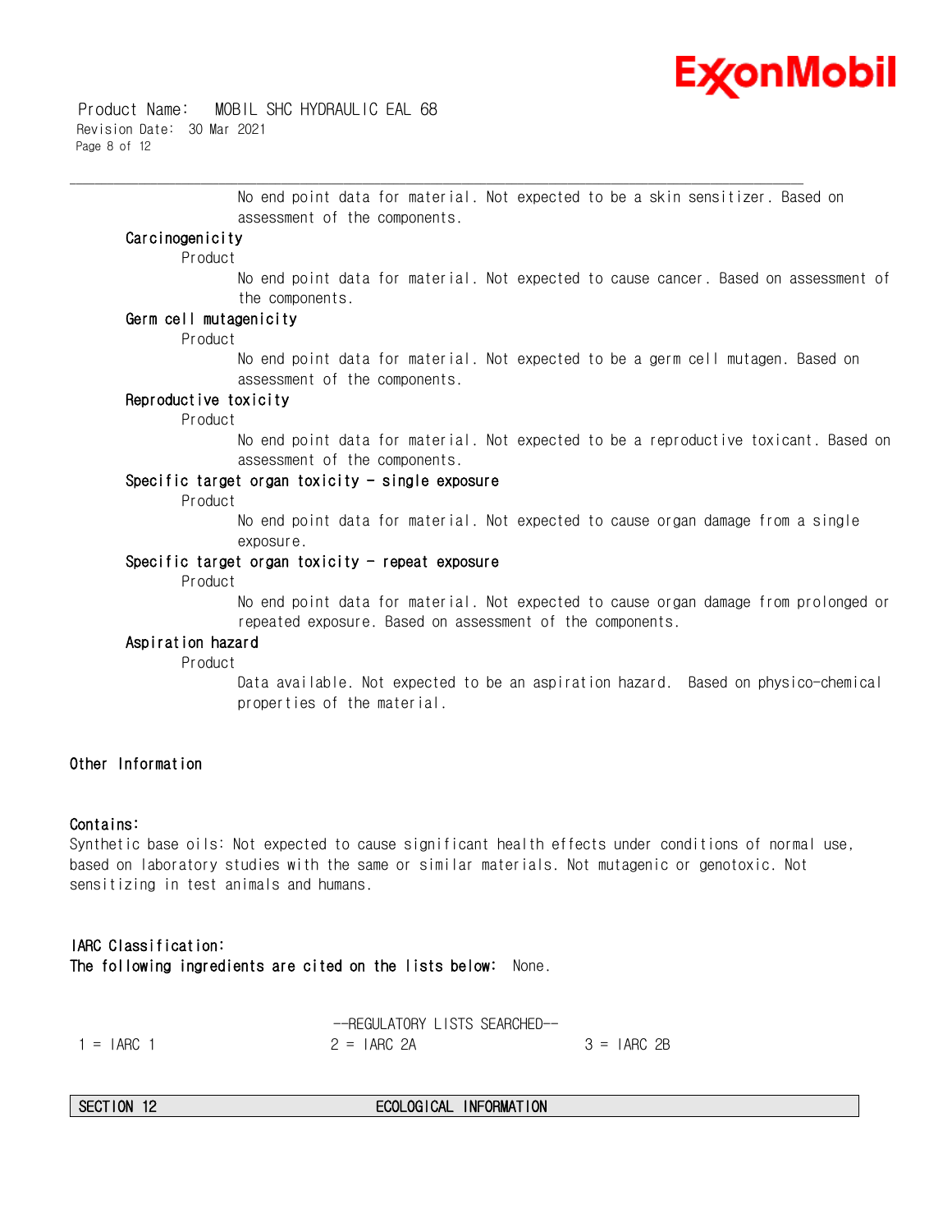No end point data for material. Not expected to be a skin sensitizer. Based on assessment of the components.

**Carcinogenicity**

Product

No end point data for material. Not expected to cause cancer. Based on assessment of the components.

**Germ cell mutagenicity**

Product

No end point data for material. Not expected to be a germ cell mutagen. Based on assessment of the components.

**Reproductive toxicity**

Product

No end point data for material. Not expected to be a reproductive toxicant. Based on assessment of the components.

**Specific target organ toxicity - single exposure**

Product

No end point data for material. Not expected to cause organ damage from a single exposure.

**Specific target organ toxicity - repeat exposure**

Product

No end point data for material. Not expected to cause organ damage from prolonged or repeated exposure. Based on assessment of the components.

**Aspiration hazard**

Product

Data available. Not expected to be an aspiration hazard. Based on physico-chemical properties of the material.

### Other Information

**Contains:**

Synthetic base oils: Not expected to cause significant health effects under conditions of normal use, based on laboratory studies with the same or similar materials. Not mutagenic or genotoxic. Not sensitizing in test animals and humans.

**IARC Classification:**

**The following ingredients are cited on the lists below:** None.

--REGULATORY LISTS SEARCHED--

| 1 = IARC 1 | 2 = IARC 2A | 3 = IARC 2B |
|---|---|---|

## SECTION 12 ECOLOGICAL INFORMATION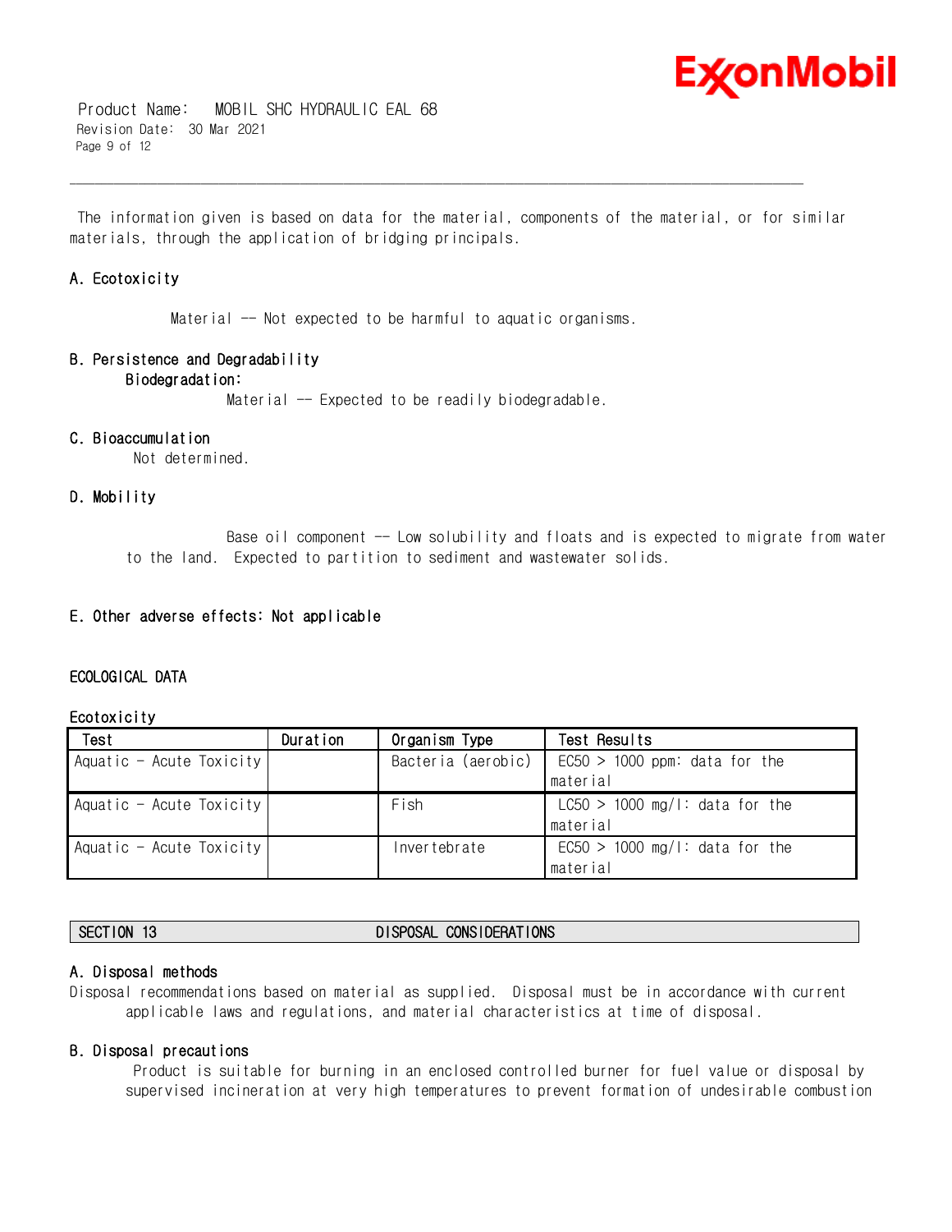The information given is based on data for the material, components of the material, or for similar materials, through the application of bridging principals.

### A. Ecotoxicity

Material -- Not expected to be harmful to aquatic organisms.

### B. Persistence and Degradability

**Biodegradation:**

Material -- Expected to be readily biodegradable.

### C. Bioaccumulation

Not determined.

### D. Mobility

Base oil component -- Low solubility and floats and is expected to migrate from water to the land. Expected to partition to sediment and wastewater solids.

### E. Other adverse effects: Not applicable

## ECOLOGICAL DATA

**Ecotoxicity**

| Test | Duration | Organism Type | Test Results |
|---|---|---|---|
| Aquatic - Acute Toxicity | | Bacteria (aerobic) | EC50 > 1000 ppm: data for the material |
| Aquatic - Acute Toxicity | | Fish | LC50 > 1000 mg/l: data for the material |
| Aquatic - Acute Toxicity | | Invertebrate | EC50 > 1000 mg/l: data for the material |

## SECTION 13 DISPOSAL CONSIDERATIONS

### A. Disposal methods

Disposal recommendations based on material as supplied. Disposal must be in accordance with current applicable laws and regulations, and material characteristics at time of disposal.

### B. Disposal precautions

Product is suitable for burning in an enclosed controlled burner for fuel value or disposal by supervised incineration at very high temperatures to prevent formation of undesirable combustion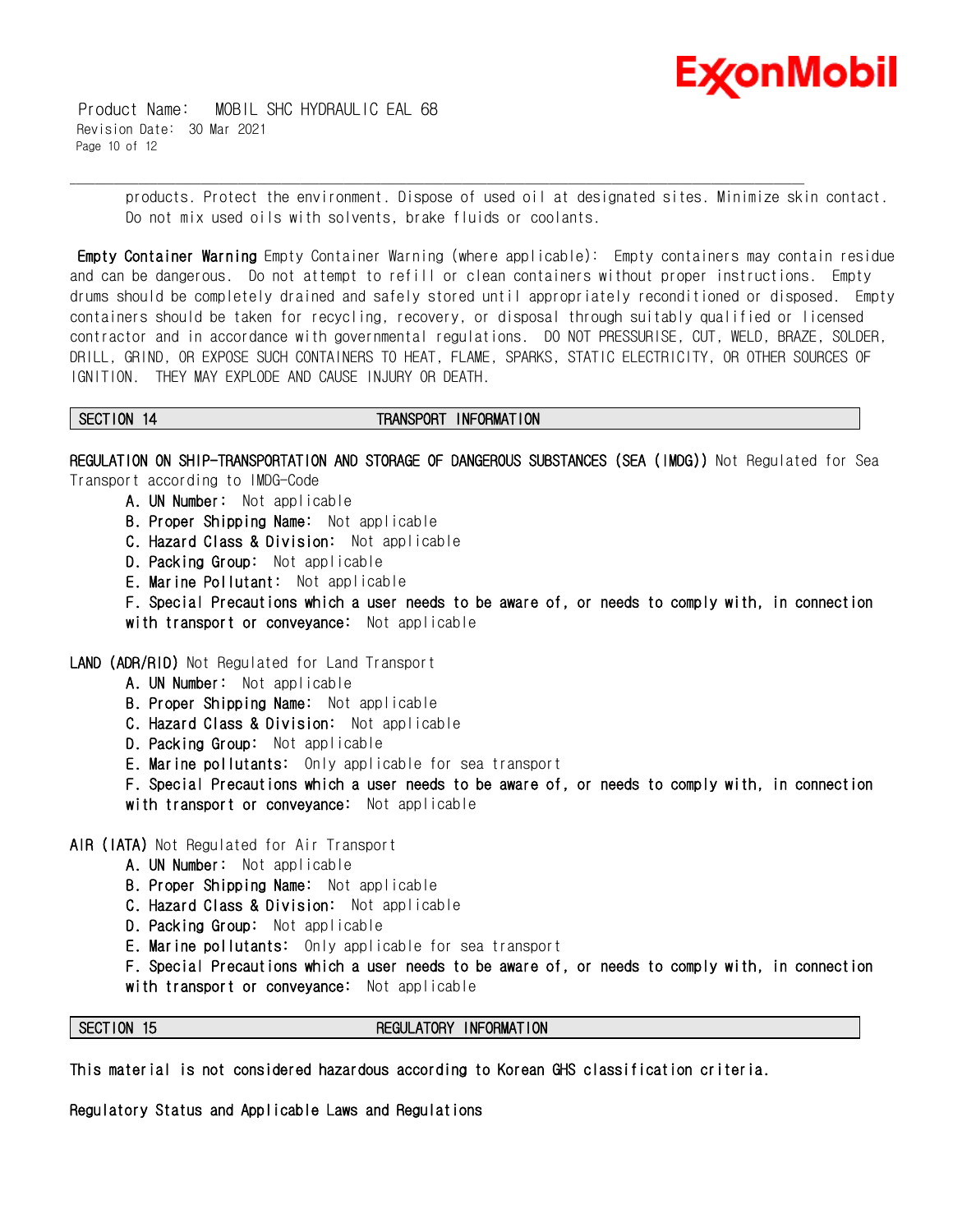products. Protect the environment. Dispose of used oil at designated sites. Minimize skin contact. Do not mix used oils with solvents, brake fluids or coolants.

**Empty Container Warning** Empty Container Warning (where applicable): Empty containers may contain residue and can be dangerous. Do not attempt to refill or clean containers without proper instructions. Empty drums should be completely drained and safely stored until appropriately reconditioned or disposed. Empty containers should be taken for recycling, recovery, or disposal through suitably qualified or licensed contractor and in accordance with governmental regulations. DO NOT PRESSURISE, CUT, WELD, BRAZE, SOLDER, DRILL, GRIND, OR EXPOSE SUCH CONTAINERS TO HEAT, FLAME, SPARKS, STATIC ELECTRICITY, OR OTHER SOURCES OF IGNITION. THEY MAY EXPLODE AND CAUSE INJURY OR DEATH.

## SECTION 14 TRANSPORT INFORMATION

**REGULATION ON SHIP-TRANSPORTATION AND STORAGE OF DANGEROUS SUBSTANCES (SEA (IMDG))** Not Regulated for Sea Transport according to IMDG-Code

- **A. UN Number:** Not applicable
- **B. Proper Shipping Name:** Not applicable
- **C. Hazard Class & Division:** Not applicable
- **D. Packing Group:** Not applicable
- **E. Marine Pollutant:** Not applicable
- **F. Special Precautions which a user needs to be aware of, or needs to comply with, in connection with transport or conveyance:** Not applicable

**LAND (ADR/RID)** Not Regulated for Land Transport

- **A. UN Number:** Not applicable
- **B. Proper Shipping Name:** Not applicable
- **C. Hazard Class & Division:** Not applicable
- **D. Packing Group:** Not applicable
- **E. Marine pollutants:** Only applicable for sea transport
- **F. Special Precautions which a user needs to be aware of, or needs to comply with, in connection with transport or conveyance:** Not applicable

**AIR (IATA)** Not Regulated for Air Transport

- **A. UN Number:** Not applicable
- **B. Proper Shipping Name:** Not applicable
- **C. Hazard Class & Division:** Not applicable
- **D. Packing Group:** Not applicable
- **E. Marine pollutants:** Only applicable for sea transport
- **F. Special Precautions which a user needs to be aware of, or needs to comply with, in connection with transport or conveyance:** Not applicable

## SECTION 15 REGULATORY INFORMATION

**This material is not considered hazardous according to Korean GHS classification criteria.**

**Regulatory Status and Applicable Laws and Regulations**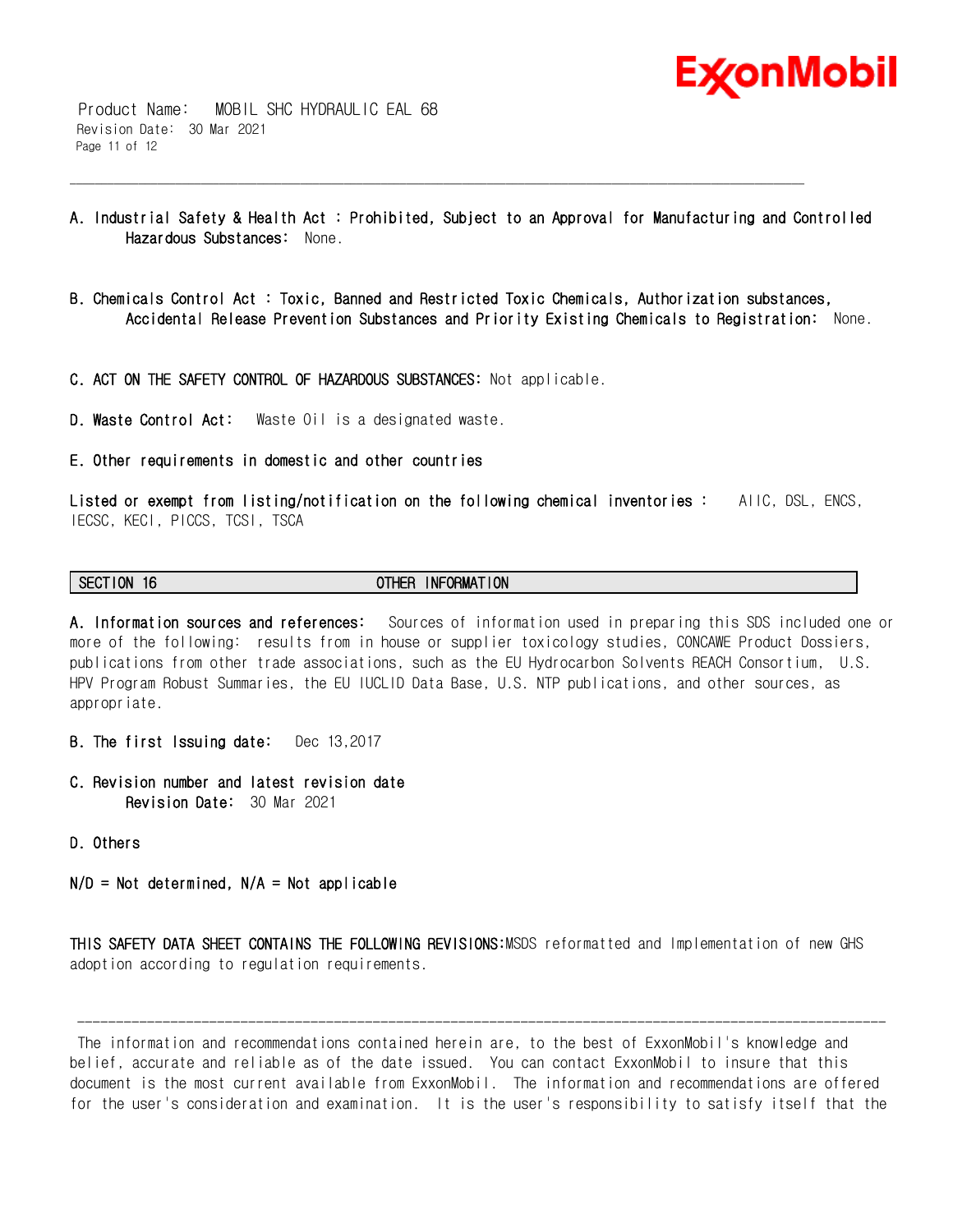**A. Industrial Safety & Health Act : Prohibited, Subject to an Approval for Manufacturing and Controlled Hazardous Substances:** None.

**B. Chemicals Control Act : Toxic, Banned and Restricted Toxic Chemicals, Authorization substances, Accidental Release Prevention Substances and Priority Existing Chemicals to Registration:** None.

**C. ACT ON THE SAFETY CONTROL OF HAZARDOUS SUBSTANCES:** Not applicable.

**D. Waste Control Act:** Waste Oil is a designated waste.

**E. Other requirements in domestic and other countries**

**Listed or exempt from listing/notification on the following chemical inventories :** AIIC, DSL, ENCS, IECSC, KECI, PICCS, TCSI, TSCA

## SECTION 16 OTHER INFORMATION

**A. Information sources and references:** Sources of information used in preparing this SDS included one or more of the following: results from in house or supplier toxicology studies, CONCAWE Product Dossiers, publications from other trade associations, such as the EU Hydrocarbon Solvents REACH Consortium, U.S. HPV Program Robust Summaries, the EU IUCLID Data Base, U.S. NTP publications, and other sources, as appropriate.

**B. The first Issuing date:** Dec 13,2017

**C. Revision number and latest revision date**
**Revision Date:** 30 Mar 2021

**D. Others**

**N/D = Not determined, N/A = Not applicable**

**THIS SAFETY DATA SHEET CONTAINS THE FOLLOWING REVISIONS:** MSDS reformatted and Implementation of new GHS adoption according to regulation requirements.

---

The information and recommendations contained herein are, to the best of ExxonMobil's knowledge and belief, accurate and reliable as of the date issued. You can contact ExxonMobil to insure that this document is the most current available from ExxonMobil. The information and recommendations are offered for the user's consideration and examination. It is the user's responsibility to satisfy itself that the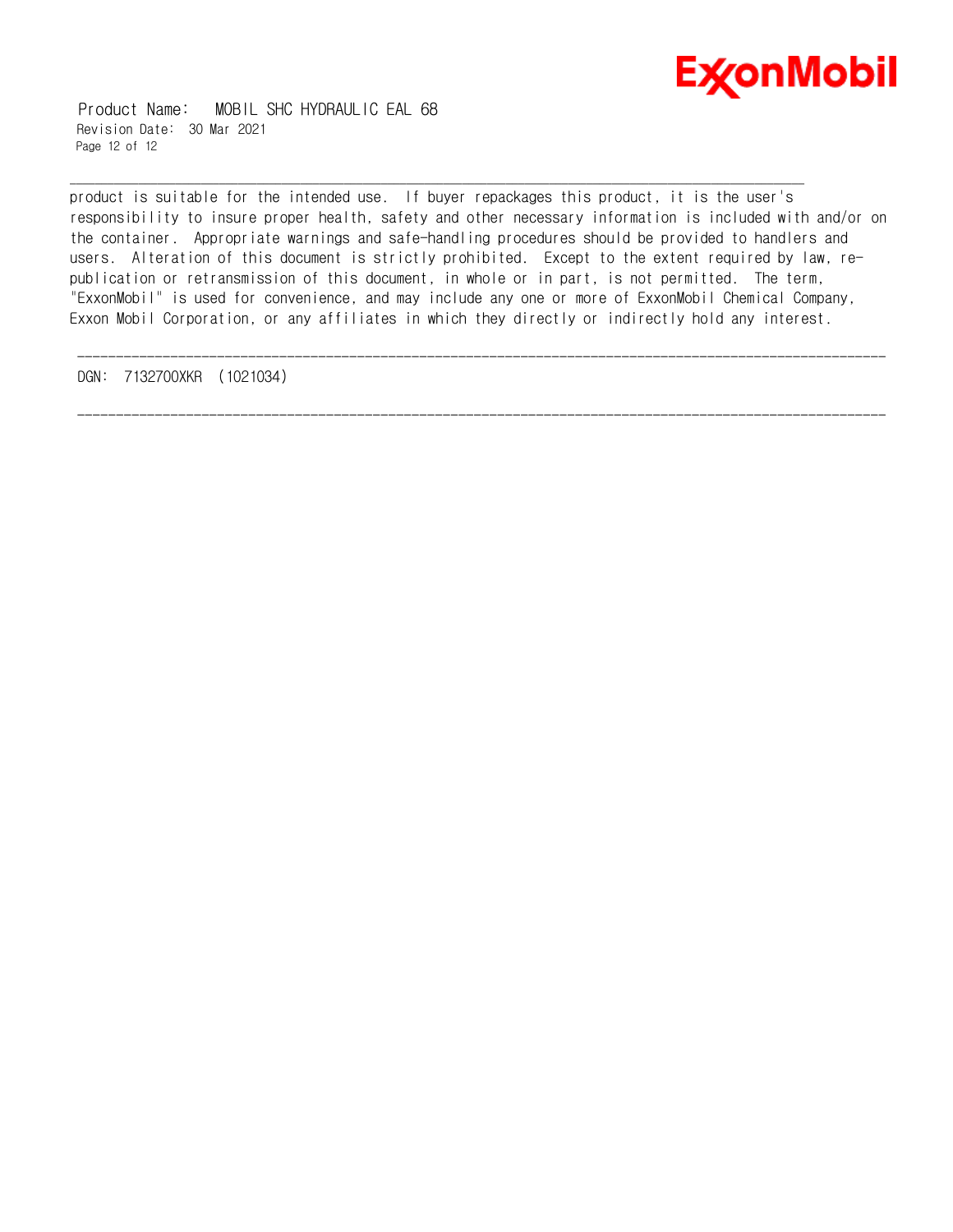product is suitable for the intended use. If buyer repackages this product, it is the user's responsibility to insure proper health, safety and other necessary information is included with and/or on the container. Appropriate warnings and safe-handling procedures should be provided to handlers and users. Alteration of this document is strictly prohibited. Except to the extent required by law, re-publication or retransmission of this document, in whole or in part, is not permitted. The term, "ExxonMobil" is used for convenience, and may include any one or more of ExxonMobil Chemical Company, Exxon Mobil Corporation, or any affiliates in which they directly or indirectly hold any interest.

---

DGN: 7132700XKR (1021034)

---